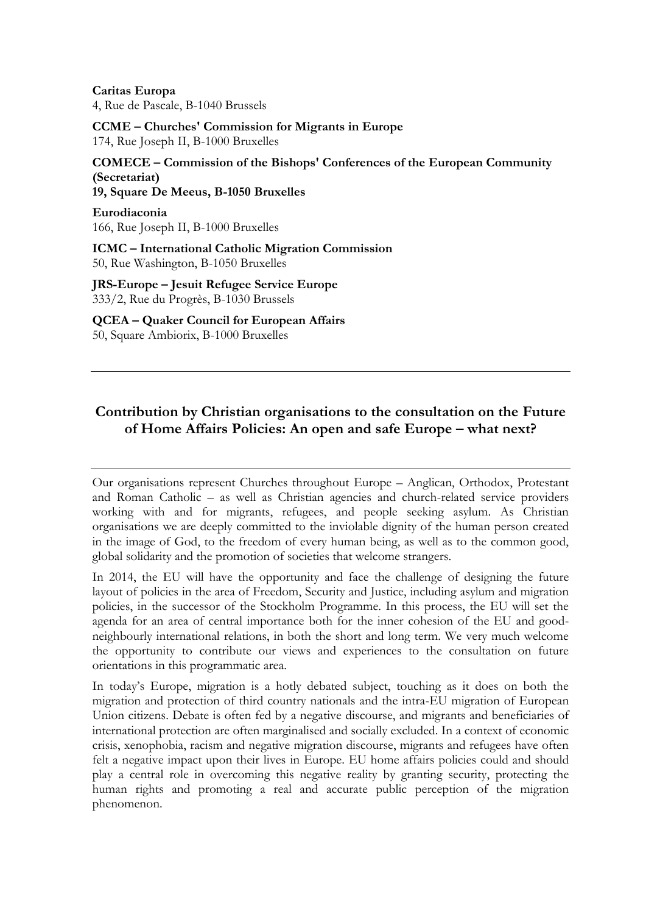**Caritas Europa**
4, Rue de Pascale, B-1040 Brussels

**CCME – Churches' Commission for Migrants in Europe**
174, Rue Joseph II, B-1000 Bruxelles

**COMECE – Commission of the Bishops' Conferences of the European Community (Secretariat)**
**19, Square De Meeus, B-1050 Bruxelles**

**Eurodiaconia**
166, Rue Joseph II, B-1000 Bruxelles

**ICMC – International Catholic Migration Commission**
50, Rue Washington, B-1050 Bruxelles

**JRS-Europe – Jesuit Refugee Service Europe**
333/2, Rue du Progrès, B-1030 Brussels

**QCEA – Quaker Council for European Affairs**
50, Square Ambiorix, B-1000 Bruxelles

---

## Contribution by Christian organisations to the consultation on the Future of Home Affairs Policies: An open and safe Europe – what next?

---

Our organisations represent Churches throughout Europe – Anglican, Orthodox, Protestant and Roman Catholic – as well as Christian agencies and church-related service providers working with and for migrants, refugees, and people seeking asylum. As Christian organisations we are deeply committed to the inviolable dignity of the human person created in the image of God, to the freedom of every human being, as well as to the common good, global solidarity and the promotion of societies that welcome strangers.

In 2014, the EU will have the opportunity and face the challenge of designing the future layout of policies in the area of Freedom, Security and Justice, including asylum and migration policies, in the successor of the Stockholm Programme. In this process, the EU will set the agenda for an area of central importance both for the inner cohesion of the EU and good-neighbourly international relations, in both the short and long term. We very much welcome the opportunity to contribute our views and experiences to the consultation on future orientations in this programmatic area.

In today's Europe, migration is a hotly debated subject, touching as it does on both the migration and protection of third country nationals and the intra-EU migration of European Union citizens. Debate is often fed by a negative discourse, and migrants and beneficiaries of international protection are often marginalised and socially excluded. In a context of economic crisis, xenophobia, racism and negative migration discourse, migrants and refugees have often felt a negative impact upon their lives in Europe. EU home affairs policies could and should play a central role in overcoming this negative reality by granting security, protecting the human rights and promoting a real and accurate public perception of the migration phenomenon.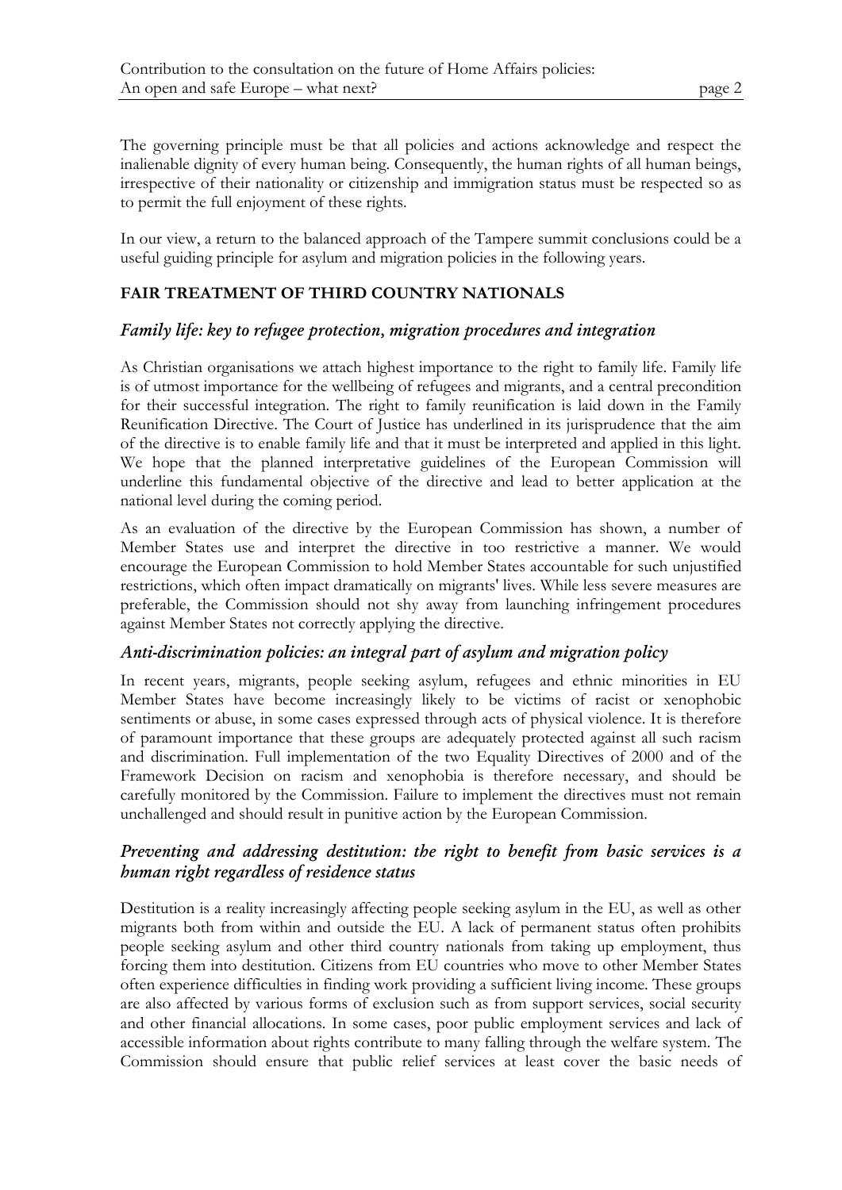The governing principle must be that all policies and actions acknowledge and respect the inalienable dignity of every human being. Consequently, the human rights of all human beings, irrespective of their nationality or citizenship and immigration status must be respected so as to permit the full enjoyment of these rights.

In our view, a return to the balanced approach of the Tampere summit conclusions could be a useful guiding principle for asylum and migration policies in the following years.

## FAIR TREATMENT OF THIRD COUNTRY NATIONALS

### *Family life: key to refugee protection, migration procedures and integration*

As Christian organisations we attach highest importance to the right to family life. Family life is of utmost importance for the wellbeing of refugees and migrants, and a central precondition for their successful integration. The right to family reunification is laid down in the Family Reunification Directive. The Court of Justice has underlined in its jurisprudence that the aim of the directive is to enable family life and that it must be interpreted and applied in this light. We hope that the planned interpretative guidelines of the European Commission will underline this fundamental objective of the directive and lead to better application at the national level during the coming period.

As an evaluation of the directive by the European Commission has shown, a number of Member States use and interpret the directive in too restrictive a manner. We would encourage the European Commission to hold Member States accountable for such unjustified restrictions, which often impact dramatically on migrants' lives. While less severe measures are preferable, the Commission should not shy away from launching infringement procedures against Member States not correctly applying the directive.

### *Anti-discrimination policies: an integral part of asylum and migration policy*

In recent years, migrants, people seeking asylum, refugees and ethnic minorities in EU Member States have become increasingly likely to be victims of racist or xenophobic sentiments or abuse, in some cases expressed through acts of physical violence. It is therefore of paramount importance that these groups are adequately protected against all such racism and discrimination. Full implementation of the two Equality Directives of 2000 and of the Framework Decision on racism and xenophobia is therefore necessary, and should be carefully monitored by the Commission. Failure to implement the directives must not remain unchallenged and should result in punitive action by the European Commission.

### *Preventing and addressing destitution: the right to benefit from basic services is a human right regardless of residence status*

Destitution is a reality increasingly affecting people seeking asylum in the EU, as well as other migrants both from within and outside the EU. A lack of permanent status often prohibits people seeking asylum and other third country nationals from taking up employment, thus forcing them into destitution. Citizens from EU countries who move to other Member States often experience difficulties in finding work providing a sufficient living income. These groups are also affected by various forms of exclusion such as from support services, social security and other financial allocations. In some cases, poor public employment services and lack of accessible information about rights contribute to many falling through the welfare system. The Commission should ensure that public relief services at least cover the basic needs of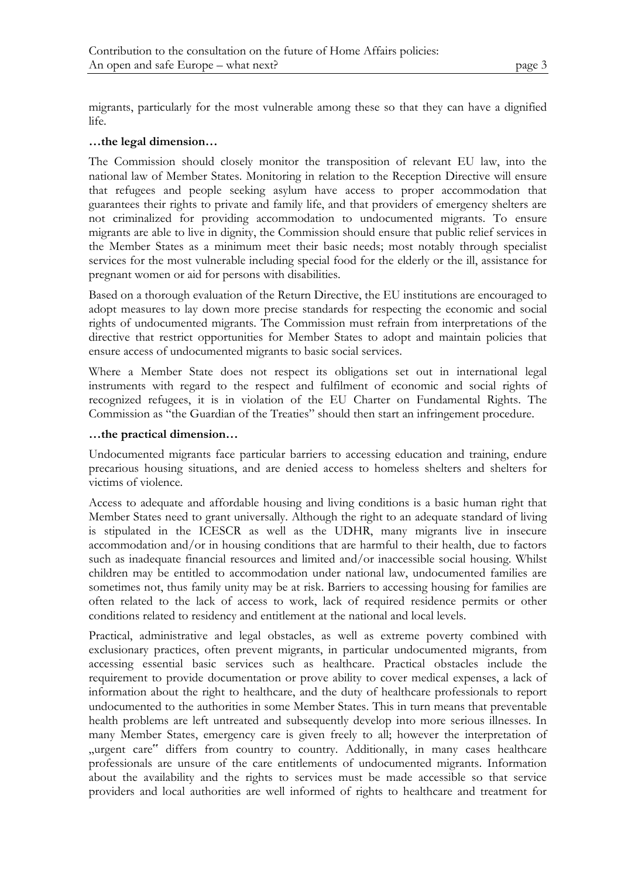migrants, particularly for the most vulnerable among these so that they can have a dignified life.

**…the legal dimension…**

The Commission should closely monitor the transposition of relevant EU law, into the national law of Member States. Monitoring in relation to the Reception Directive will ensure that refugees and people seeking asylum have access to proper accommodation that guarantees their rights to private and family life, and that providers of emergency shelters are not criminalized for providing accommodation to undocumented migrants. To ensure migrants are able to live in dignity, the Commission should ensure that public relief services in the Member States as a minimum meet their basic needs; most notably through specialist services for the most vulnerable including special food for the elderly or the ill, assistance for pregnant women or aid for persons with disabilities.

Based on a thorough evaluation of the Return Directive, the EU institutions are encouraged to adopt measures to lay down more precise standards for respecting the economic and social rights of undocumented migrants. The Commission must refrain from interpretations of the directive that restrict opportunities for Member States to adopt and maintain policies that ensure access of undocumented migrants to basic social services.

Where a Member State does not respect its obligations set out in international legal instruments with regard to the respect and fulfilment of economic and social rights of recognized refugees, it is in violation of the EU Charter on Fundamental Rights. The Commission as "the Guardian of the Treaties" should then start an infringement procedure.

**…the practical dimension…**

Undocumented migrants face particular barriers to accessing education and training, endure precarious housing situations, and are denied access to homeless shelters and shelters for victims of violence.

Access to adequate and affordable housing and living conditions is a basic human right that Member States need to grant universally. Although the right to an adequate standard of living is stipulated in the ICESCR as well as the UDHR, many migrants live in insecure accommodation and/or in housing conditions that are harmful to their health, due to factors such as inadequate financial resources and limited and/or inaccessible social housing. Whilst children may be entitled to accommodation under national law, undocumented families are sometimes not, thus family unity may be at risk. Barriers to accessing housing for families are often related to the lack of access to work, lack of required residence permits or other conditions related to residency and entitlement at the national and local levels.

Practical, administrative and legal obstacles, as well as extreme poverty combined with exclusionary practices, often prevent migrants, in particular undocumented migrants, from accessing essential basic services such as healthcare. Practical obstacles include the requirement to provide documentation or prove ability to cover medical expenses, a lack of information about the right to healthcare, and the duty of healthcare professionals to report undocumented to the authorities in some Member States. This in turn means that preventable health problems are left untreated and subsequently develop into more serious illnesses. In many Member States, emergency care is given freely to all; however the interpretation of „urgent care" differs from country to country. Additionally, in many cases healthcare professionals are unsure of the care entitlements of undocumented migrants. Information about the availability and the rights to services must be made accessible so that service providers and local authorities are well informed of rights to healthcare and treatment for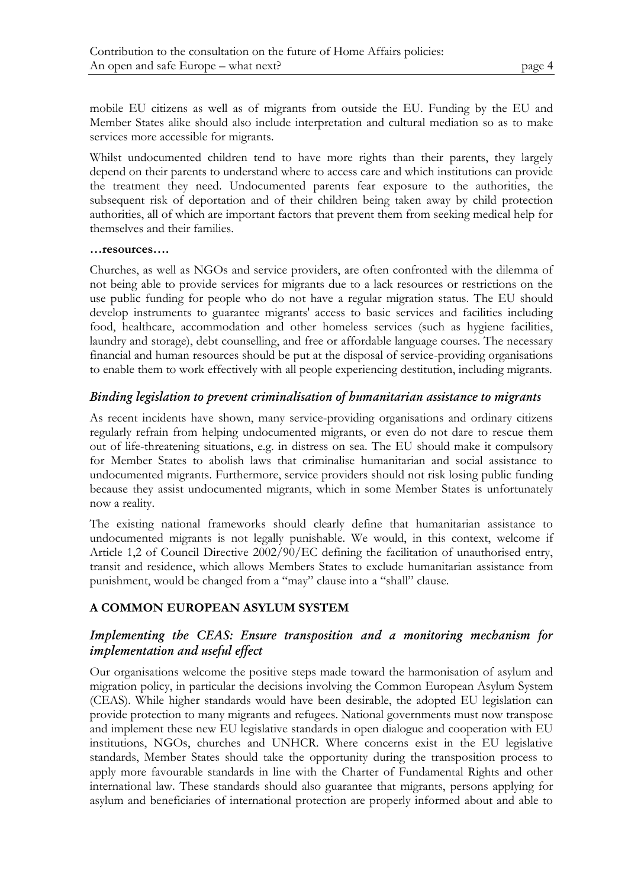mobile EU citizens as well as of migrants from outside the EU. Funding by the EU and Member States alike should also include interpretation and cultural mediation so as to make services more accessible for migrants.

Whilst undocumented children tend to have more rights than their parents, they largely depend on their parents to understand where to access care and which institutions can provide the treatment they need. Undocumented parents fear exposure to the authorities, the subsequent risk of deportation and of their children being taken away by child protection authorities, all of which are important factors that prevent them from seeking medical help for themselves and their families.

**…resources….**

Churches, as well as NGOs and service providers, are often confronted with the dilemma of not being able to provide services for migrants due to a lack resources or restrictions on the use public funding for people who do not have a regular migration status. The EU should develop instruments to guarantee migrants' access to basic services and facilities including food, healthcare, accommodation and other homeless services (such as hygiene facilities, laundry and storage), debt counselling, and free or affordable language courses. The necessary financial and human resources should be put at the disposal of service-providing organisations to enable them to work effectively with all people experiencing destitution, including migrants.

### *Binding legislation to prevent criminalisation of humanitarian assistance to migrants*

As recent incidents have shown, many service-providing organisations and ordinary citizens regularly refrain from helping undocumented migrants, or even do not dare to rescue them out of life-threatening situations, e.g. in distress on sea. The EU should make it compulsory for Member States to abolish laws that criminalise humanitarian and social assistance to undocumented migrants. Furthermore, service providers should not risk losing public funding because they assist undocumented migrants, which in some Member States is unfortunately now a reality.

The existing national frameworks should clearly define that humanitarian assistance to undocumented migrants is not legally punishable. We would, in this context, welcome if Article 1,2 of Council Directive 2002/90/EC defining the facilitation of unauthorised entry, transit and residence, which allows Members States to exclude humanitarian assistance from punishment, would be changed from a "may" clause into a "shall" clause.

## A COMMON EUROPEAN ASYLUM SYSTEM

### *Implementing the CEAS: Ensure transposition and a monitoring mechanism for implementation and useful effect*

Our organisations welcome the positive steps made toward the harmonisation of asylum and migration policy, in particular the decisions involving the Common European Asylum System (CEAS). While higher standards would have been desirable, the adopted EU legislation can provide protection to many migrants and refugees. National governments must now transpose and implement these new EU legislative standards in open dialogue and cooperation with EU institutions, NGOs, churches and UNHCR. Where concerns exist in the EU legislative standards, Member States should take the opportunity during the transposition process to apply more favourable standards in line with the Charter of Fundamental Rights and other international law. These standards should also guarantee that migrants, persons applying for asylum and beneficiaries of international protection are properly informed about and able to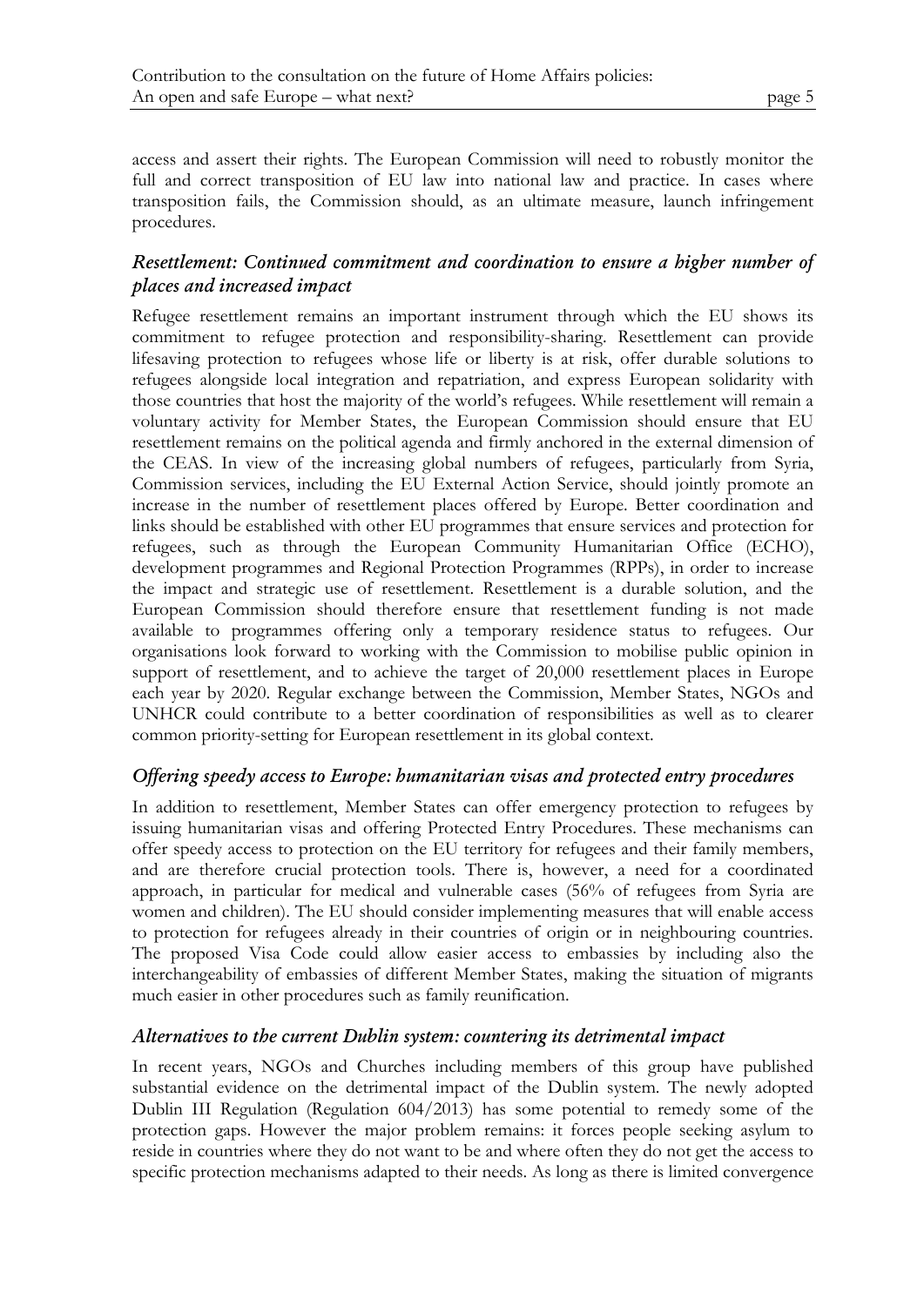access and assert their rights. The European Commission will need to robustly monitor the full and correct transposition of EU law into national law and practice. In cases where transposition fails, the Commission should, as an ultimate measure, launch infringement procedures.

### *Resettlement: Continued commitment and coordination to ensure a higher number of places and increased impact*

Refugee resettlement remains an important instrument through which the EU shows its commitment to refugee protection and responsibility-sharing. Resettlement can provide lifesaving protection to refugees whose life or liberty is at risk, offer durable solutions to refugees alongside local integration and repatriation, and express European solidarity with those countries that host the majority of the world's refugees. While resettlement will remain a voluntary activity for Member States, the European Commission should ensure that EU resettlement remains on the political agenda and firmly anchored in the external dimension of the CEAS. In view of the increasing global numbers of refugees, particularly from Syria, Commission services, including the EU External Action Service, should jointly promote an increase in the number of resettlement places offered by Europe. Better coordination and links should be established with other EU programmes that ensure services and protection for refugees, such as through the European Community Humanitarian Office (ECHO), development programmes and Regional Protection Programmes (RPPs), in order to increase the impact and strategic use of resettlement. Resettlement is a durable solution, and the European Commission should therefore ensure that resettlement funding is not made available to programmes offering only a temporary residence status to refugees. Our organisations look forward to working with the Commission to mobilise public opinion in support of resettlement, and to achieve the target of 20,000 resettlement places in Europe each year by 2020. Regular exchange between the Commission, Member States, NGOs and UNHCR could contribute to a better coordination of responsibilities as well as to clearer common priority-setting for European resettlement in its global context.

### *Offering speedy access to Europe: humanitarian visas and protected entry procedures*

In addition to resettlement, Member States can offer emergency protection to refugees by issuing humanitarian visas and offering Protected Entry Procedures. These mechanisms can offer speedy access to protection on the EU territory for refugees and their family members, and are therefore crucial protection tools. There is, however, a need for a coordinated approach, in particular for medical and vulnerable cases (56% of refugees from Syria are women and children). The EU should consider implementing measures that will enable access to protection for refugees already in their countries of origin or in neighbouring countries. The proposed Visa Code could allow easier access to embassies by including also the interchangeability of embassies of different Member States, making the situation of migrants much easier in other procedures such as family reunification.

### *Alternatives to the current Dublin system: countering its detrimental impact*

In recent years, NGOs and Churches including members of this group have published substantial evidence on the detrimental impact of the Dublin system. The newly adopted Dublin III Regulation (Regulation 604/2013) has some potential to remedy some of the protection gaps. However the major problem remains: it forces people seeking asylum to reside in countries where they do not want to be and where often they do not get the access to specific protection mechanisms adapted to their needs. As long as there is limited convergence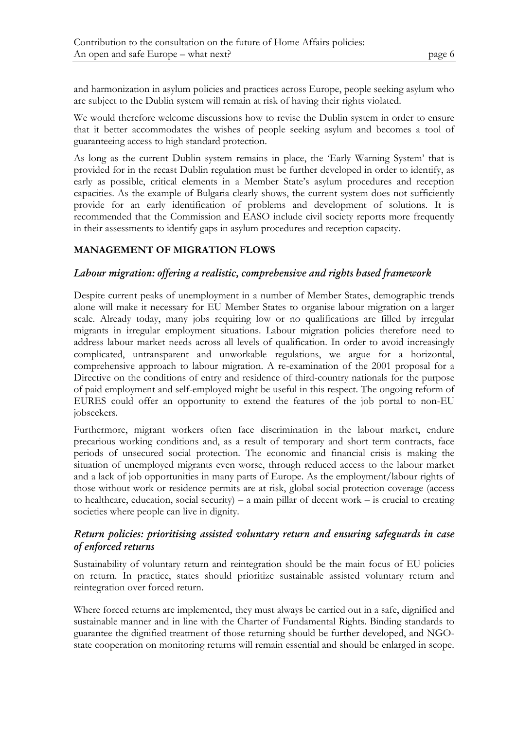and harmonization in asylum policies and practices across Europe, people seeking asylum who are subject to the Dublin system will remain at risk of having their rights violated.

We would therefore welcome discussions how to revise the Dublin system in order to ensure that it better accommodates the wishes of people seeking asylum and becomes a tool of guaranteeing access to high standard protection.

As long as the current Dublin system remains in place, the 'Early Warning System' that is provided for in the recast Dublin regulation must be further developed in order to identify, as early as possible, critical elements in a Member State's asylum procedures and reception capacities. As the example of Bulgaria clearly shows, the current system does not sufficiently provide for an early identification of problems and development of solutions. It is recommended that the Commission and EASO include civil society reports more frequently in their assessments to identify gaps in asylum procedures and reception capacity.

## MANAGEMENT OF MIGRATION FLOWS

### *Labour migration: offering a realistic, comprehensive and rights based framework*

Despite current peaks of unemployment in a number of Member States, demographic trends alone will make it necessary for EU Member States to organise labour migration on a larger scale. Already today, many jobs requiring low or no qualifications are filled by irregular migrants in irregular employment situations. Labour migration policies therefore need to address labour market needs across all levels of qualification. In order to avoid increasingly complicated, untransparent and unworkable regulations, we argue for a horizontal, comprehensive approach to labour migration. A re-examination of the 2001 proposal for a Directive on the conditions of entry and residence of third-country nationals for the purpose of paid employment and self-employed might be useful in this respect. The ongoing reform of EURES could offer an opportunity to extend the features of the job portal to non-EU jobseekers.

Furthermore, migrant workers often face discrimination in the labour market, endure precarious working conditions and, as a result of temporary and short term contracts, face periods of unsecured social protection. The economic and financial crisis is making the situation of unemployed migrants even worse, through reduced access to the labour market and a lack of job opportunities in many parts of Europe. As the employment/labour rights of those without work or residence permits are at risk, global social protection coverage (access to healthcare, education, social security) – a main pillar of decent work – is crucial to creating societies where people can live in dignity.

### *Return policies: prioritising assisted voluntary return and ensuring safeguards in case of enforced returns*

Sustainability of voluntary return and reintegration should be the main focus of EU policies on return. In practice, states should prioritize sustainable assisted voluntary return and reintegration over forced return.

Where forced returns are implemented, they must always be carried out in a safe, dignified and sustainable manner and in line with the Charter of Fundamental Rights. Binding standards to guarantee the dignified treatment of those returning should be further developed, and NGO-state cooperation on monitoring returns will remain essential and should be enlarged in scope.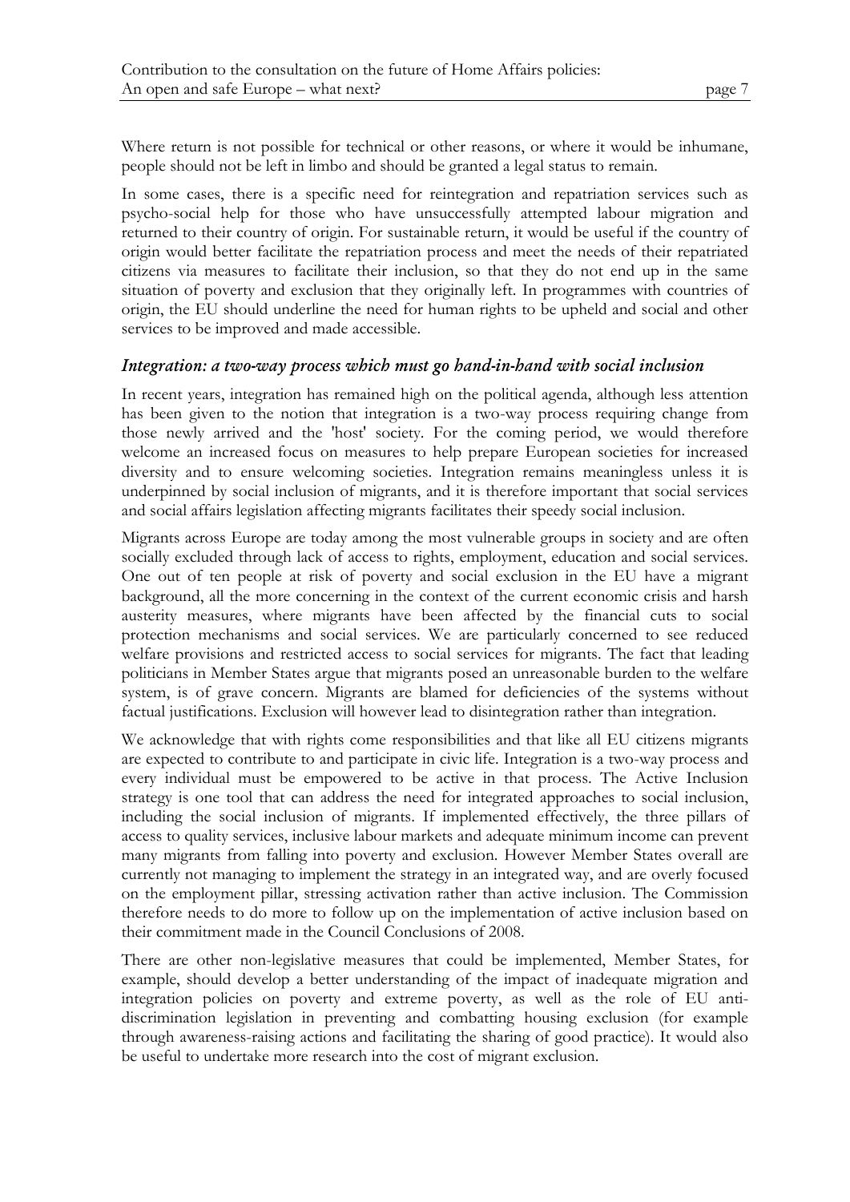Where return is not possible for technical or other reasons, or where it would be inhumane, people should not be left in limbo and should be granted a legal status to remain.

In some cases, there is a specific need for reintegration and repatriation services such as psycho-social help for those who have unsuccessfully attempted labour migration and returned to their country of origin. For sustainable return, it would be useful if the country of origin would better facilitate the repatriation process and meet the needs of their repatriated citizens via measures to facilitate their inclusion, so that they do not end up in the same situation of poverty and exclusion that they originally left. In programmes with countries of origin, the EU should underline the need for human rights to be upheld and social and other services to be improved and made accessible.

### *Integration: a two-way process which must go hand-in-hand with social inclusion*

In recent years, integration has remained high on the political agenda, although less attention has been given to the notion that integration is a two-way process requiring change from those newly arrived and the 'host' society. For the coming period, we would therefore welcome an increased focus on measures to help prepare European societies for increased diversity and to ensure welcoming societies. Integration remains meaningless unless it is underpinned by social inclusion of migrants, and it is therefore important that social services and social affairs legislation affecting migrants facilitates their speedy social inclusion.

Migrants across Europe are today among the most vulnerable groups in society and are often socially excluded through lack of access to rights, employment, education and social services. One out of ten people at risk of poverty and social exclusion in the EU have a migrant background, all the more concerning in the context of the current economic crisis and harsh austerity measures, where migrants have been affected by the financial cuts to social protection mechanisms and social services. We are particularly concerned to see reduced welfare provisions and restricted access to social services for migrants. The fact that leading politicians in Member States argue that migrants posed an unreasonable burden to the welfare system, is of grave concern. Migrants are blamed for deficiencies of the systems without factual justifications. Exclusion will however lead to disintegration rather than integration.

We acknowledge that with rights come responsibilities and that like all EU citizens migrants are expected to contribute to and participate in civic life. Integration is a two-way process and every individual must be empowered to be active in that process. The Active Inclusion strategy is one tool that can address the need for integrated approaches to social inclusion, including the social inclusion of migrants. If implemented effectively, the three pillars of access to quality services, inclusive labour markets and adequate minimum income can prevent many migrants from falling into poverty and exclusion. However Member States overall are currently not managing to implement the strategy in an integrated way, and are overly focused on the employment pillar, stressing activation rather than active inclusion. The Commission therefore needs to do more to follow up on the implementation of active inclusion based on their commitment made in the Council Conclusions of 2008.

There are other non-legislative measures that could be implemented, Member States, for example, should develop a better understanding of the impact of inadequate migration and integration policies on poverty and extreme poverty, as well as the role of EU anti-discrimination legislation in preventing and combatting housing exclusion (for example through awareness-raising actions and facilitating the sharing of good practice). It would also be useful to undertake more research into the cost of migrant exclusion.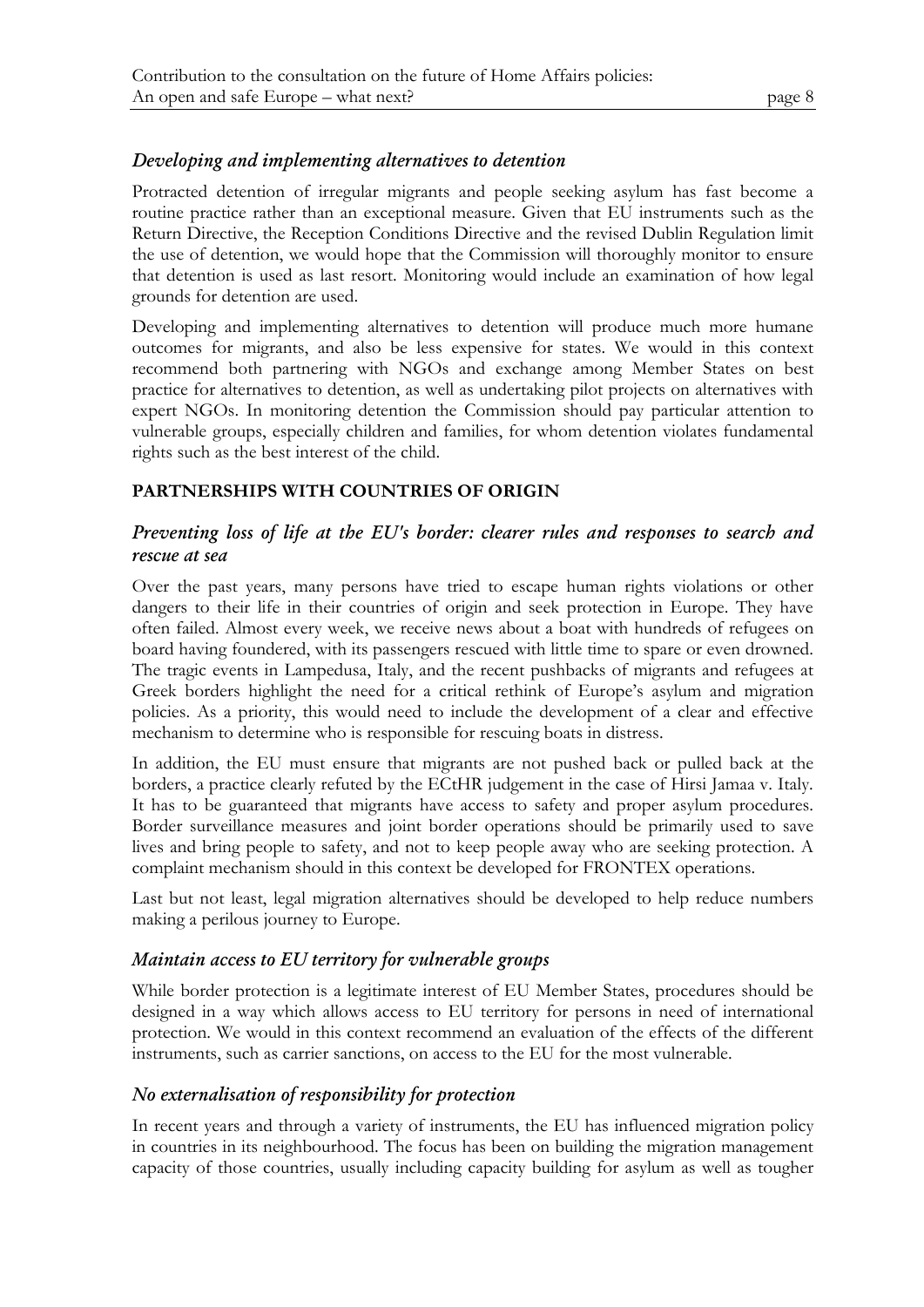### *Developing and implementing alternatives to detention*

Protracted detention of irregular migrants and people seeking asylum has fast become a routine practice rather than an exceptional measure. Given that EU instruments such as the Return Directive, the Reception Conditions Directive and the revised Dublin Regulation limit the use of detention, we would hope that the Commission will thoroughly monitor to ensure that detention is used as last resort. Monitoring would include an examination of how legal grounds for detention are used.

Developing and implementing alternatives to detention will produce much more humane outcomes for migrants, and also be less expensive for states. We would in this context recommend both partnering with NGOs and exchange among Member States on best practice for alternatives to detention, as well as undertaking pilot projects on alternatives with expert NGOs. In monitoring detention the Commission should pay particular attention to vulnerable groups, especially children and families, for whom detention violates fundamental rights such as the best interest of the child.

## PARTNERSHIPS WITH COUNTRIES OF ORIGIN

### *Preventing loss of life at the EU's border: clearer rules and responses to search and rescue at sea*

Over the past years, many persons have tried to escape human rights violations or other dangers to their life in their countries of origin and seek protection in Europe. They have often failed. Almost every week, we receive news about a boat with hundreds of refugees on board having foundered, with its passengers rescued with little time to spare or even drowned. The tragic events in Lampedusa, Italy, and the recent pushbacks of migrants and refugees at Greek borders highlight the need for a critical rethink of Europe's asylum and migration policies. As a priority, this would need to include the development of a clear and effective mechanism to determine who is responsible for rescuing boats in distress.

In addition, the EU must ensure that migrants are not pushed back or pulled back at the borders, a practice clearly refuted by the ECtHR judgement in the case of Hirsi Jamaa v. Italy. It has to be guaranteed that migrants have access to safety and proper asylum procedures. Border surveillance measures and joint border operations should be primarily used to save lives and bring people to safety, and not to keep people away who are seeking protection. A complaint mechanism should in this context be developed for FRONTEX operations.

Last but not least, legal migration alternatives should be developed to help reduce numbers making a perilous journey to Europe.

### *Maintain access to EU territory for vulnerable groups*

While border protection is a legitimate interest of EU Member States, procedures should be designed in a way which allows access to EU territory for persons in need of international protection. We would in this context recommend an evaluation of the effects of the different instruments, such as carrier sanctions, on access to the EU for the most vulnerable.

### *No externalisation of responsibility for protection*

In recent years and through a variety of instruments, the EU has influenced migration policy in countries in its neighbourhood. The focus has been on building the migration management capacity of those countries, usually including capacity building for asylum as well as tougher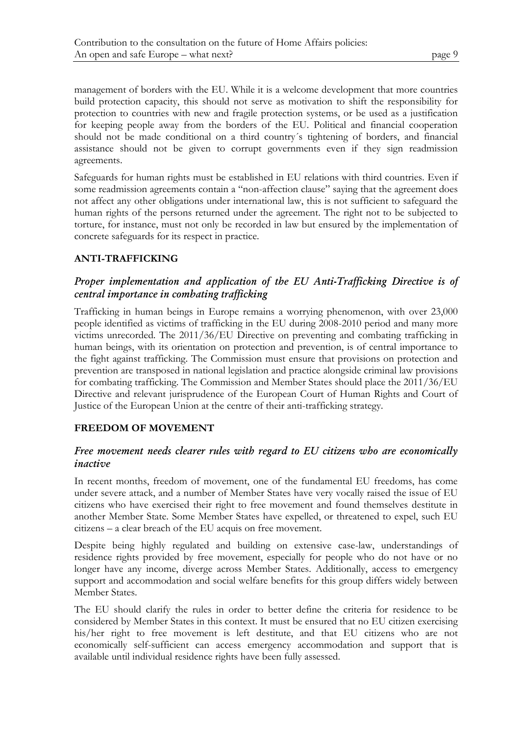management of borders with the EU. While it is a welcome development that more countries build protection capacity, this should not serve as motivation to shift the responsibility for protection to countries with new and fragile protection systems, or be used as a justification for keeping people away from the borders of the EU. Political and financial cooperation should not be made conditional on a third country´s tightening of borders, and financial assistance should not be given to corrupt governments even if they sign readmission agreements.

Safeguards for human rights must be established in EU relations with third countries. Even if some readmission agreements contain a "non-affection clause" saying that the agreement does not affect any other obligations under international law, this is not sufficient to safeguard the human rights of the persons returned under the agreement. The right not to be subjected to torture, for instance, must not only be recorded in law but ensured by the implementation of concrete safeguards for its respect in practice.

## ANTI-TRAFFICKING

### *Proper implementation and application of the EU Anti-Trafficking Directive is of central importance in combating trafficking*

Trafficking in human beings in Europe remains a worrying phenomenon, with over 23,000 people identified as victims of trafficking in the EU during 2008-2010 period and many more victims unrecorded. The 2011/36/EU Directive on preventing and combating trafficking in human beings, with its orientation on protection and prevention, is of central importance to the fight against trafficking. The Commission must ensure that provisions on protection and prevention are transposed in national legislation and practice alongside criminal law provisions for combating trafficking. The Commission and Member States should place the 2011/36/EU Directive and relevant jurisprudence of the European Court of Human Rights and Court of Justice of the European Union at the centre of their anti-trafficking strategy.

## FREEDOM OF MOVEMENT

### *Free movement needs clearer rules with regard to EU citizens who are economically inactive*

In recent months, freedom of movement, one of the fundamental EU freedoms, has come under severe attack, and a number of Member States have very vocally raised the issue of EU citizens who have exercised their right to free movement and found themselves destitute in another Member State. Some Member States have expelled, or threatened to expel, such EU citizens – a clear breach of the EU acquis on free movement.

Despite being highly regulated and building on extensive case-law, understandings of residence rights provided by free movement, especially for people who do not have or no longer have any income, diverge across Member States. Additionally, access to emergency support and accommodation and social welfare benefits for this group differs widely between Member States.

The EU should clarify the rules in order to better define the criteria for residence to be considered by Member States in this context. It must be ensured that no EU citizen exercising his/her right to free movement is left destitute, and that EU citizens who are not economically self-sufficient can access emergency accommodation and support that is available until individual residence rights have been fully assessed.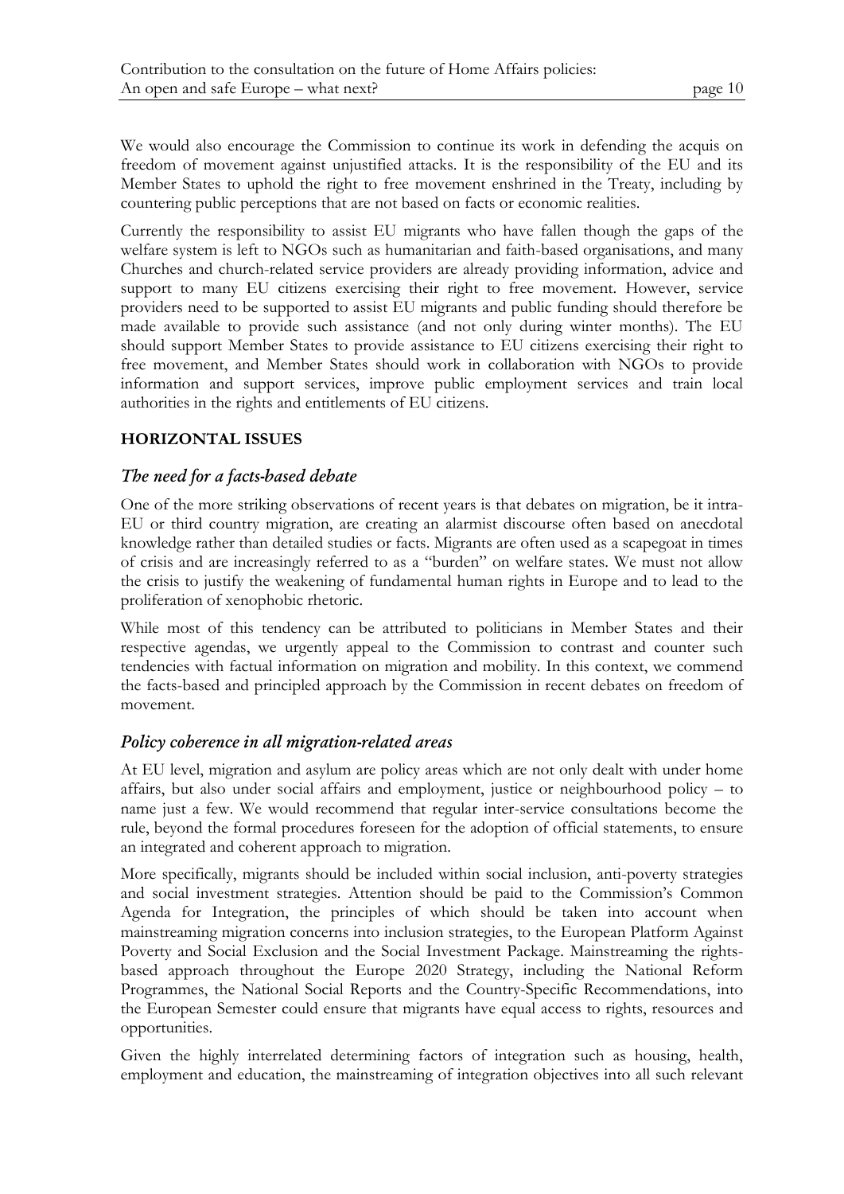We would also encourage the Commission to continue its work in defending the acquis on freedom of movement against unjustified attacks. It is the responsibility of the EU and its Member States to uphold the right to free movement enshrined in the Treaty, including by countering public perceptions that are not based on facts or economic realities.

Currently the responsibility to assist EU migrants who have fallen though the gaps of the welfare system is left to NGOs such as humanitarian and faith-based organisations, and many Churches and church-related service providers are already providing information, advice and support to many EU citizens exercising their right to free movement. However, service providers need to be supported to assist EU migrants and public funding should therefore be made available to provide such assistance (and not only during winter months). The EU should support Member States to provide assistance to EU citizens exercising their right to free movement, and Member States should work in collaboration with NGOs to provide information and support services, improve public employment services and train local authorities in the rights and entitlements of EU citizens.

## HORIZONTAL ISSUES

### *The need for a facts-based debate*

One of the more striking observations of recent years is that debates on migration, be it intra-EU or third country migration, are creating an alarmist discourse often based on anecdotal knowledge rather than detailed studies or facts. Migrants are often used as a scapegoat in times of crisis and are increasingly referred to as a "burden" on welfare states. We must not allow the crisis to justify the weakening of fundamental human rights in Europe and to lead to the proliferation of xenophobic rhetoric.

While most of this tendency can be attributed to politicians in Member States and their respective agendas, we urgently appeal to the Commission to contrast and counter such tendencies with factual information on migration and mobility. In this context, we commend the facts-based and principled approach by the Commission in recent debates on freedom of movement.

### *Policy coherence in all migration-related areas*

At EU level, migration and asylum are policy areas which are not only dealt with under home affairs, but also under social affairs and employment, justice or neighbourhood policy – to name just a few. We would recommend that regular inter-service consultations become the rule, beyond the formal procedures foreseen for the adoption of official statements, to ensure an integrated and coherent approach to migration.

More specifically, migrants should be included within social inclusion, anti-poverty strategies and social investment strategies. Attention should be paid to the Commission's Common Agenda for Integration, the principles of which should be taken into account when mainstreaming migration concerns into inclusion strategies, to the European Platform Against Poverty and Social Exclusion and the Social Investment Package. Mainstreaming the rights-based approach throughout the Europe 2020 Strategy, including the National Reform Programmes, the National Social Reports and the Country-Specific Recommendations, into the European Semester could ensure that migrants have equal access to rights, resources and opportunities.

Given the highly interrelated determining factors of integration such as housing, health, employment and education, the mainstreaming of integration objectives into all such relevant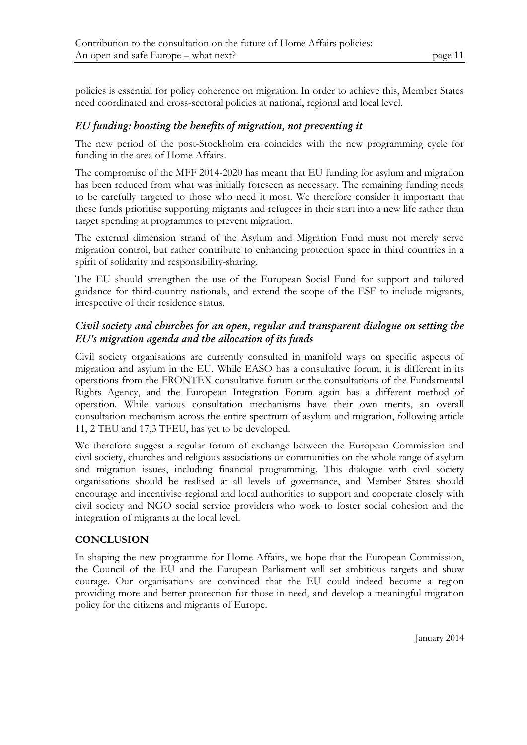policies is essential for policy coherence on migration. In order to achieve this, Member States need coordinated and cross-sectoral policies at national, regional and local level.

## *EU funding: boosting the benefits of migration, not preventing it*

The new period of the post-Stockholm era coincides with the new programming cycle for funding in the area of Home Affairs.

The compromise of the MFF 2014-2020 has meant that EU funding for asylum and migration has been reduced from what was initially foreseen as necessary. The remaining funding needs to be carefully targeted to those who need it most. We therefore consider it important that these funds prioritise supporting migrants and refugees in their start into a new life rather than target spending at programmes to prevent migration.

The external dimension strand of the Asylum and Migration Fund must not merely serve migration control, but rather contribute to enhancing protection space in third countries in a spirit of solidarity and responsibility-sharing.

The EU should strengthen the use of the European Social Fund for support and tailored guidance for third-country nationals, and extend the scope of the ESF to include migrants, irrespective of their residence status.

## *Civil society and churches for an open, regular and transparent dialogue on setting the EU's migration agenda and the allocation of its funds*

Civil society organisations are currently consulted in manifold ways on specific aspects of migration and asylum in the EU. While EASO has a consultative forum, it is different in its operations from the FRONTEX consultative forum or the consultations of the Fundamental Rights Agency, and the European Integration Forum again has a different method of operation. While various consultation mechanisms have their own merits, an overall consultation mechanism across the entire spectrum of asylum and migration, following article 11, 2 TEU and 17,3 TFEU, has yet to be developed.

We therefore suggest a regular forum of exchange between the European Commission and civil society, churches and religious associations or communities on the whole range of asylum and migration issues, including financial programming. This dialogue with civil society organisations should be realised at all levels of governance, and Member States should encourage and incentivise regional and local authorities to support and cooperate closely with civil society and NGO social service providers who work to foster social cohesion and the integration of migrants at the local level.

## **CONCLUSION**

In shaping the new programme for Home Affairs, we hope that the European Commission, the Council of the EU and the European Parliament will set ambitious targets and show courage. Our organisations are convinced that the EU could indeed become a region providing more and better protection for those in need, and develop a meaningful migration policy for the citizens and migrants of Europe.

January 2014